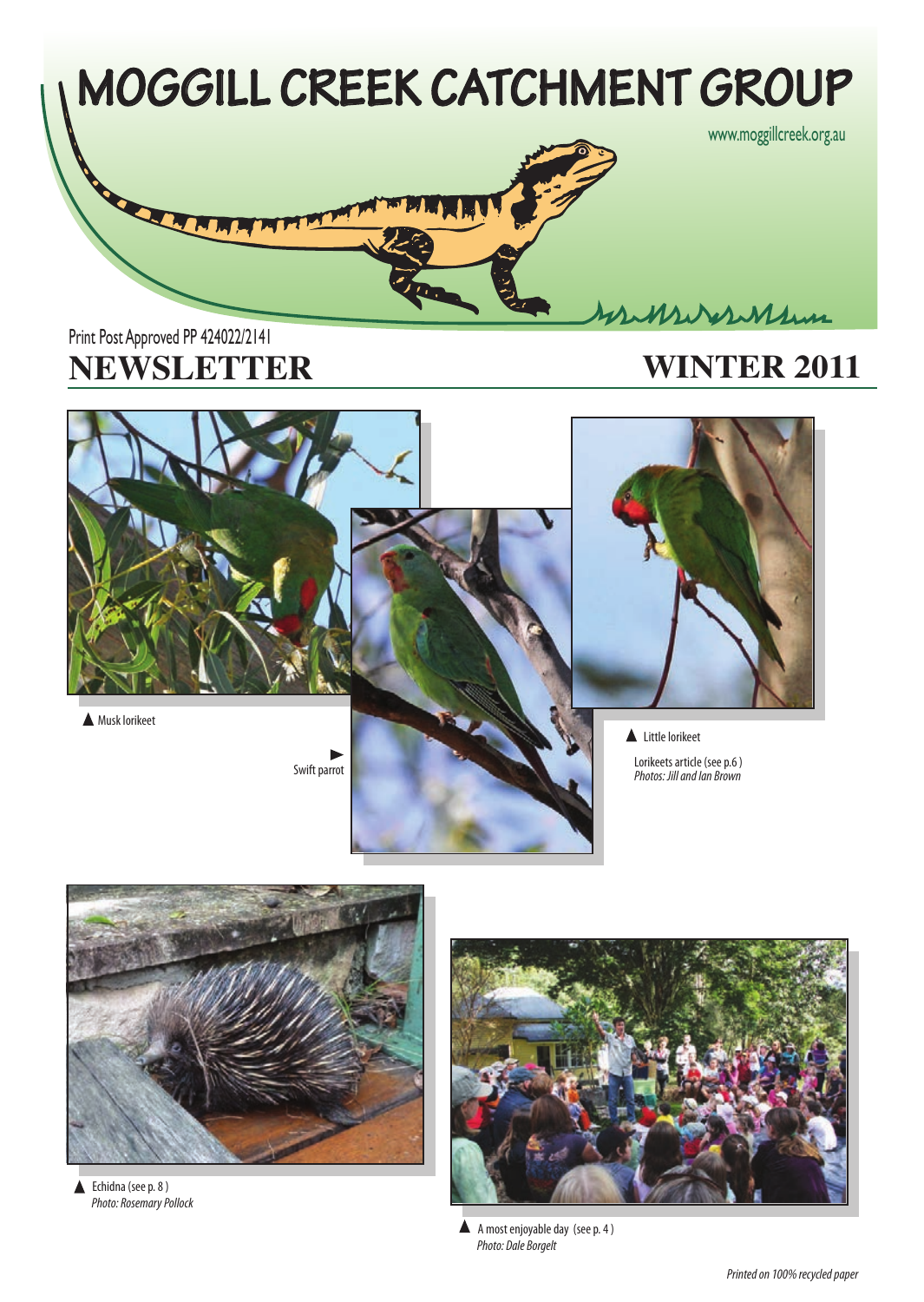# MOGGILL CREEK CATCHMENT GROUP

www.moggillcreek.org.au

Print Post Approved PP 424022/2141

## NEWSLETTER

## WINTER 2011

▲ Musk lorikeet

► Swift parrot

▲ Little lorikeet

Lorikeets article (see p.6 )
*Photos: Jill and Ian Brown*

▲ Echidna (see p. 8 )
*Photo: Rosemary Pollock*

▲ A most enjoyable day (see p. 4 )
*Photo: Dale Borgelt*

*Printed on 100% recycled paper*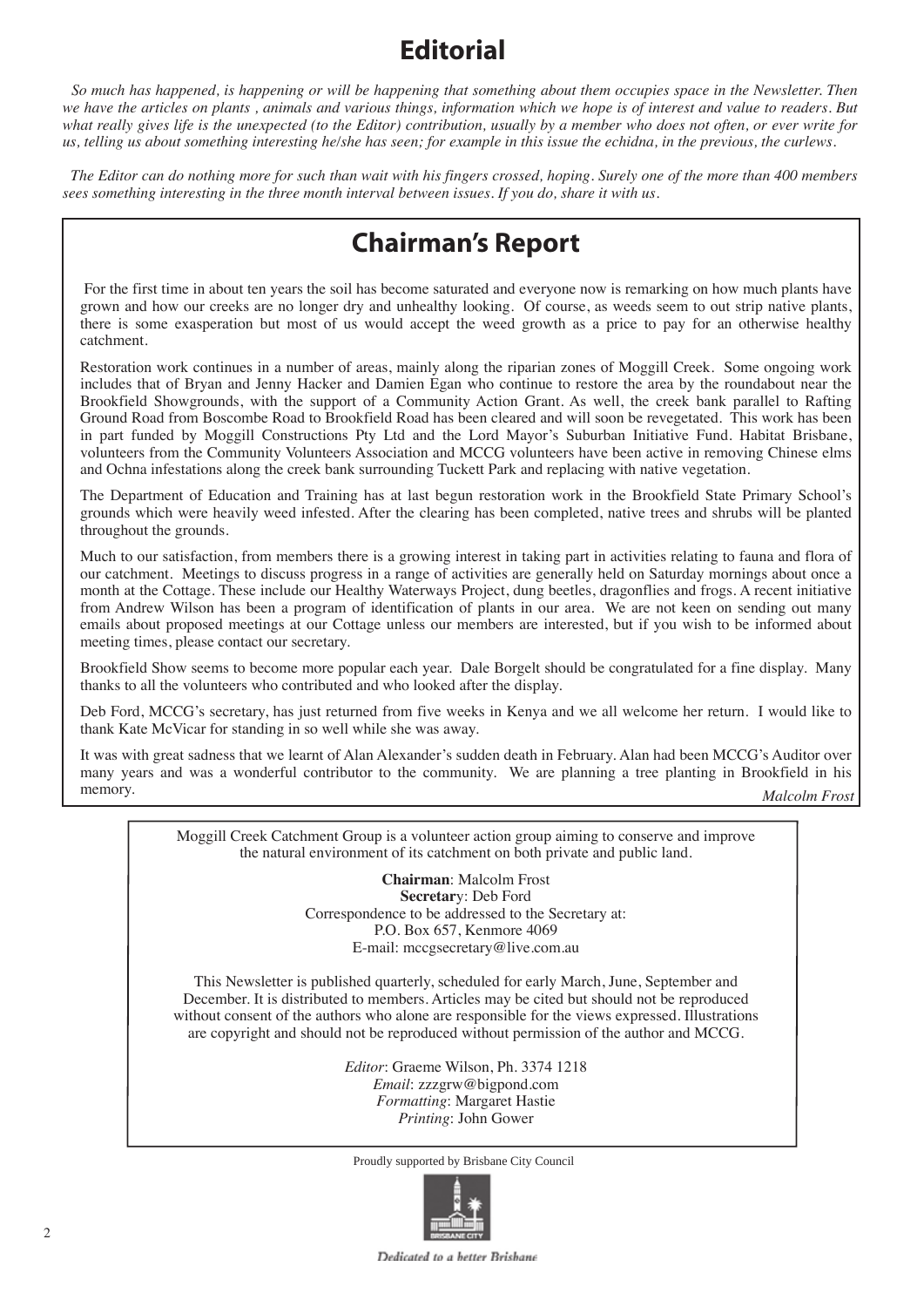# Editorial

*So much has happened, is happening or will be happening that something about them occupies space in the Newsletter. Then we have the articles on plants , animals and various things, information which we hope is of interest and value to readers. But what really gives life is the unexpected (to the Editor) contribution, usually by a member who does not often, or ever write for us, telling us about something interesting he/she has seen; for example in this issue the echidna, in the previous, the curlews.*

*The Editor can do nothing more for such than wait with his fingers crossed, hoping. Surely one of the more than 400 members sees something interesting in the three month interval between issues. If you do, share it with us.*

# Chairman's Report

For the first time in about ten years the soil has become saturated and everyone now is remarking on how much plants have grown and how our creeks are no longer dry and unhealthy looking. Of course, as weeds seem to out strip native plants, there is some exasperation but most of us would accept the weed growth as a price to pay for an otherwise healthy catchment.

Restoration work continues in a number of areas, mainly along the riparian zones of Moggill Creek. Some ongoing work includes that of Bryan and Jenny Hacker and Damien Egan who continue to restore the area by the roundabout near the Brookfield Showgrounds, with the support of a Community Action Grant. As well, the creek bank parallel to Rafting Ground Road from Boscombe Road to Brookfield Road has been cleared and will soon be revegetated. This work has been in part funded by Moggill Constructions Pty Ltd and the Lord Mayor's Suburban Initiative Fund. Habitat Brisbane, volunteers from the Community Volunteers Association and MCCG volunteers have been active in removing Chinese elms and Ochna infestations along the creek bank surrounding Tuckett Park and replacing with native vegetation.

The Department of Education and Training has at last begun restoration work in the Brookfield State Primary School's grounds which were heavily weed infested. After the clearing has been completed, native trees and shrubs will be planted throughout the grounds.

Much to our satisfaction, from members there is a growing interest in taking part in activities relating to fauna and flora of our catchment. Meetings to discuss progress in a range of activities are generally held on Saturday mornings about once a month at the Cottage. These include our Healthy Waterways Project, dung beetles, dragonflies and frogs. A recent initiative from Andrew Wilson has been a program of identification of plants in our area. We are not keen on sending out many emails about proposed meetings at our Cottage unless our members are interested, but if you wish to be informed about meeting times, please contact our secretary.

Brookfield Show seems to become more popular each year. Dale Borgelt should be congratulated for a fine display. Many thanks to all the volunteers who contributed and who looked after the display.

Deb Ford, MCCG's secretary, has just returned from five weeks in Kenya and we all welcome her return. I would like to thank Kate McVicar for standing in so well while she was away.

It was with great sadness that we learnt of Alan Alexander's sudden death in February. Alan had been MCCG's Auditor over many years and was a wonderful contributor to the community. We are planning a tree planting in Brookfield in his memory.

*Malcolm Frost*

Moggill Creek Catchment Group is a volunteer action group aiming to conserve and improve the natural environment of its catchment on both private and public land.

**Chairman**: Malcolm Frost
**Secretary**: Deb Ford
Correspondence to be addressed to the Secretary at:
P.O. Box 657, Kenmore 4069
E-mail: mccgsecretary@live.com.au

This Newsletter is published quarterly, scheduled for early March, June, September and December. It is distributed to members. Articles may be cited but should not be reproduced without consent of the authors who alone are responsible for the views expressed. Illustrations are copyright and should not be reproduced without permission of the author and MCCG.

*Editor*: Graeme Wilson, Ph. 3374 1218
*Email*: zzzgrw@bigpond.com
*Formatting*: Margaret Hastie
*Printing*: John Gower

Proudly supported by Brisbane City Council

*Dedicated to a better Brisbane*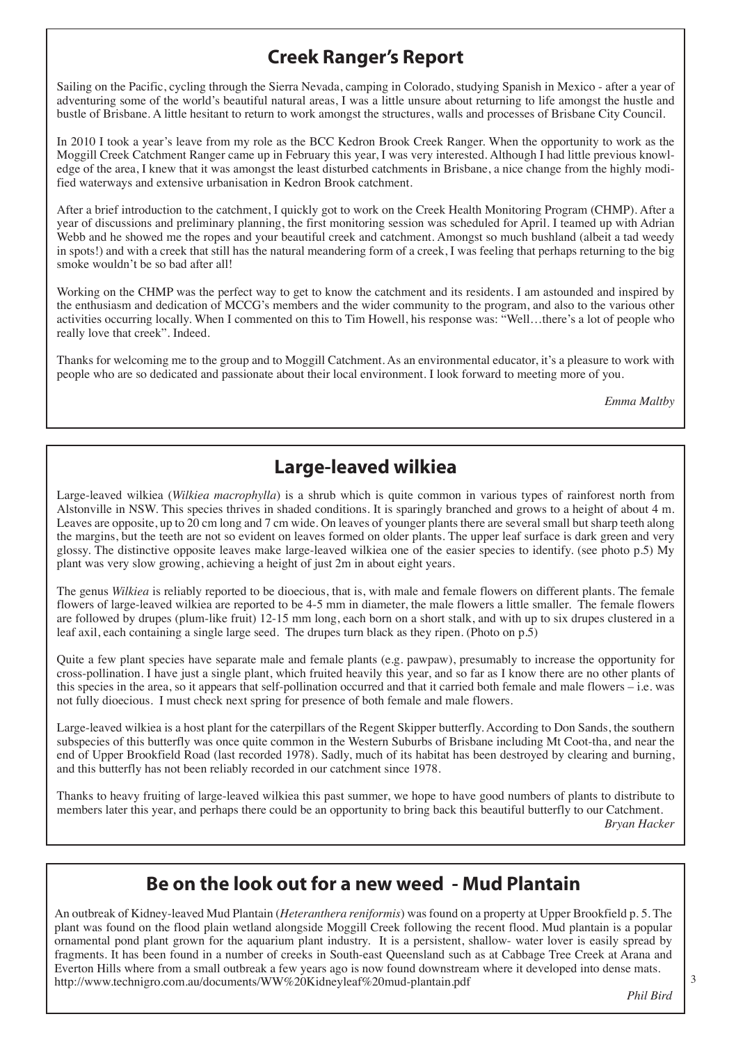## Creek Ranger's Report

Sailing on the Pacific, cycling through the Sierra Nevada, camping in Colorado, studying Spanish in Mexico - after a year of adventuring some of the world's beautiful natural areas, I was a little unsure about returning to life amongst the hustle and bustle of Brisbane. A little hesitant to return to work amongst the structures, walls and processes of Brisbane City Council.

In 2010 I took a year's leave from my role as the BCC Kedron Brook Creek Ranger. When the opportunity to work as the Moggill Creek Catchment Ranger came up in February this year, I was very interested. Although I had little previous knowledge of the area, I knew that it was amongst the least disturbed catchments in Brisbane, a nice change from the highly modified waterways and extensive urbanisation in Kedron Brook catchment.

After a brief introduction to the catchment, I quickly got to work on the Creek Health Monitoring Program (CHMP). After a year of discussions and preliminary planning, the first monitoring session was scheduled for April. I teamed up with Adrian Webb and he showed me the ropes and your beautiful creek and catchment. Amongst so much bushland (albeit a tad weedy in spots!) and with a creek that still has the natural meandering form of a creek, I was feeling that perhaps returning to the big smoke wouldn't be so bad after all!

Working on the CHMP was the perfect way to get to know the catchment and its residents. I am astounded and inspired by the enthusiasm and dedication of MCCG's members and the wider community to the program, and also to the various other activities occurring locally. When I commented on this to Tim Howell, his response was: "Well…there's a lot of people who really love that creek". Indeed.

Thanks for welcoming me to the group and to Moggill Catchment. As an environmental educator, it's a pleasure to work with people who are so dedicated and passionate about their local environment. I look forward to meeting more of you.

*Emma Maltby*

## Large-leaved wilkiea

Large-leaved wilkiea (*Wilkiea macrophylla*) is a shrub which is quite common in various types of rainforest north from Alstonville in NSW. This species thrives in shaded conditions. It is sparingly branched and grows to a height of about 4 m. Leaves are opposite, up to 20 cm long and 7 cm wide. On leaves of younger plants there are several small but sharp teeth along the margins, but the teeth are not so evident on leaves formed on older plants. The upper leaf surface is dark green and very glossy. The distinctive opposite leaves make large-leaved wilkiea one of the easier species to identify. (see photo p.5) My plant was very slow growing, achieving a height of just 2m in about eight years.

The genus *Wilkiea* is reliably reported to be dioecious, that is, with male and female flowers on different plants. The female flowers of large-leaved wilkiea are reported to be 4-5 mm in diameter, the male flowers a little smaller. The female flowers are followed by drupes (plum-like fruit) 12-15 mm long, each born on a short stalk, and with up to six drupes clustered in a leaf axil, each containing a single large seed. The drupes turn black as they ripen. (Photo on p.5)

Quite a few plant species have separate male and female plants (e.g. pawpaw), presumably to increase the opportunity for cross-pollination. I have just a single plant, which fruited heavily this year, and so far as I know there are no other plants of this species in the area, so it appears that self-pollination occurred and that it carried both female and male flowers – i.e. was not fully dioecious. I must check next spring for presence of both female and male flowers.

Large-leaved wilkiea is a host plant for the caterpillars of the Regent Skipper butterfly. According to Don Sands, the southern subspecies of this butterfly was once quite common in the Western Suburbs of Brisbane including Mt Coot-tha, and near the end of Upper Brookfield Road (last recorded 1978). Sadly, much of its habitat has been destroyed by clearing and burning, and this butterfly has not been reliably recorded in our catchment since 1978.

Thanks to heavy fruiting of large-leaved wilkiea this past summer, we hope to have good numbers of plants to distribute to members later this year, and perhaps there could be an opportunity to bring back this beautiful butterfly to our Catchment.

*Bryan Hacker*

## Be on the look out for a new weed - Mud Plantain

An outbreak of Kidney-leaved Mud Plantain (*Heteranthera reniformis*) was found on a property at Upper Brookfield p. 5. The plant was found on the flood plain wetland alongside Moggill Creek following the recent flood. Mud plantain is a popular ornamental pond plant grown for the aquarium plant industry. It is a persistent, shallow- water lover is easily spread by fragments. It has been found in a number of creeks in South-east Queensland such as at Cabbage Tree Creek at Arana and Everton Hills where from a small outbreak a few years ago is now found downstream where it developed into dense mats. http://www.technigro.com.au/documents/WW%20Kidneyleaf%20mud-plantain.pdf

*Phil Bird*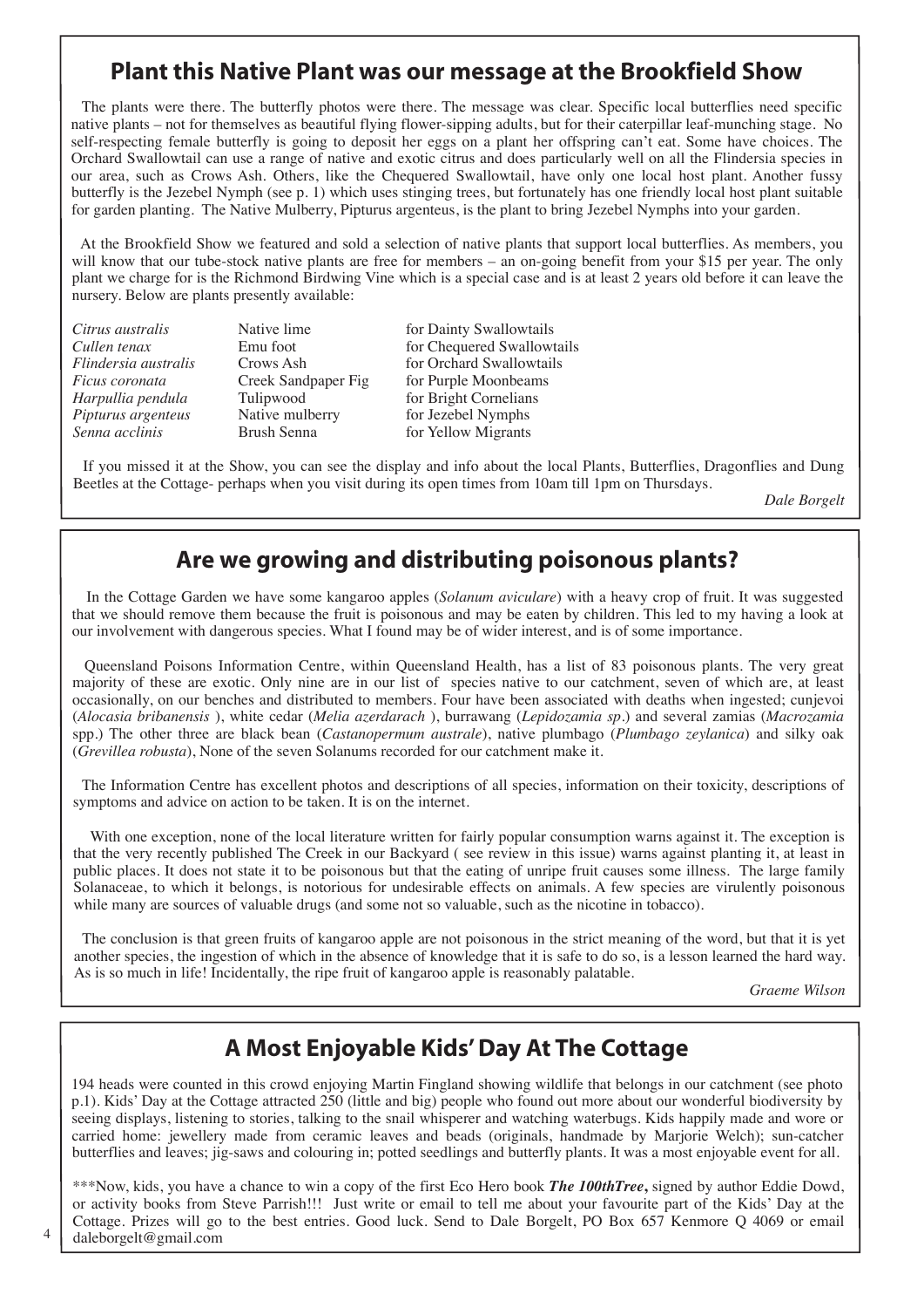## Plant this Native Plant was our message at the Brookfield Show

The plants were there. The butterfly photos were there. The message was clear. Specific local butterflies need specific native plants – not for themselves as beautiful flying flower-sipping adults, but for their caterpillar leaf-munching stage. No self-respecting female butterfly is going to deposit her eggs on a plant her offspring can't eat. Some have choices. The Orchard Swallowtail can use a range of native and exotic citrus and does particularly well on all the Flindersia species in our area, such as Crows Ash. Others, like the Chequered Swallowtail, have only one local host plant. Another fussy butterfly is the Jezebel Nymph (see p. 1) which uses stinging trees, but fortunately has one friendly local host plant suitable for garden planting. The Native Mulberry, Pipturus argenteus, is the plant to bring Jezebel Nymphs into your garden.

At the Brookfield Show we featured and sold a selection of native plants that support local butterflies. As members, you will know that our tube-stock native plants are free for members – an on-going benefit from your $15 per year. The only plant we charge for is the Richmond Birdwing Vine which is a special case and is at least 2 years old before it can leave the nursery. Below are plants presently available:

| | | |
|---|---|---|
| *Citrus australis* | Native lime | for Dainty Swallowtails |
| *Cullen tenax* | Emu foot | for Chequered Swallowtails |
| *Flindersia australis* | Crows Ash | for Orchard Swallowtails |
| *Ficus coronata* | Creek Sandpaper Fig | for Purple Moonbeams |
| *Harpullia pendula* | Tulipwood | for Bright Cornelians |
| *Pipturus argenteus* | Native mulberry | for Jezebel Nymphs |
| *Senna acclinis* | Brush Senna | for Yellow Migrants |

If you missed it at the Show, you can see the display and info about the local Plants, Butterflies, Dragonflies and Dung Beetles at the Cottage- perhaps when you visit during its open times from 10am till 1pm on Thursdays.

*Dale Borgelt*

## Are we growing and distributing poisonous plants?

In the Cottage Garden we have some kangaroo apples (*Solanum aviculare*) with a heavy crop of fruit. It was suggested that we should remove them because the fruit is poisonous and may be eaten by children. This led to my having a look at our involvement with dangerous species. What I found may be of wider interest, and is of some importance.

Queensland Poisons Information Centre, within Queensland Health, has a list of 83 poisonous plants. The very great majority of these are exotic. Only nine are in our list of species native to our catchment, seven of which are, at least occasionally, on our benches and distributed to members. Four have been associated with deaths when ingested; cunjevoi (*Alocasia bribanensis* ), white cedar (*Melia azerdarach* ), burrawang (*Lepidozamia sp*.) and several zamias (*Macrozamia* spp.) The other three are black bean (*Castanopermum australe*), native plumbago (*Plumbago zeylanica*) and silky oak (*Grevillea robusta*), None of the seven Solanums recorded for our catchment make it.

The Information Centre has excellent photos and descriptions of all species, information on their toxicity, descriptions of symptoms and advice on action to be taken. It is on the internet.

With one exception, none of the local literature written for fairly popular consumption warns against it. The exception is that the very recently published The Creek in our Backyard ( see review in this issue) warns against planting it, at least in public places. It does not state it to be poisonous but that the eating of unripe fruit causes some illness. The large family Solanaceae, to which it belongs, is notorious for undesirable effects on animals. A few species are virulently poisonous while many are sources of valuable drugs (and some not so valuable, such as the nicotine in tobacco).

The conclusion is that green fruits of kangaroo apple are not poisonous in the strict meaning of the word, but that it is yet another species, the ingestion of which in the absence of knowledge that it is safe to do so, is a lesson learned the hard way. As is so much in life! Incidentally, the ripe fruit of kangaroo apple is reasonably palatable.

*Graeme Wilson*

## A Most Enjoyable Kids' Day At The Cottage

194 heads were counted in this crowd enjoying Martin Fingland showing wildlife that belongs in our catchment (see photo p.1). Kids' Day at the Cottage attracted 250 (little and big) people who found out more about our wonderful biodiversity by seeing displays, listening to stories, talking to the snail whisperer and watching waterbugs. Kids happily made and wore or carried home: jewellery made from ceramic leaves and beads (originals, handmade by Marjorie Welch); sun-catcher butterflies and leaves; jig-saws and colouring in; potted seedlings and butterfly plants. It was a most enjoyable event for all.

***Now, kids, you have a chance to win a copy of the first Eco Hero book ***The 100thTree***, signed by author Eddie Dowd, or activity books from Steve Parrish!!! Just write or email to tell me about your favourite part of the Kids' Day at the Cottage. Prizes will go to the best entries. Good luck. Send to Dale Borgelt, PO Box 657 Kenmore Q 4069 or email daleborgelt@gmail.com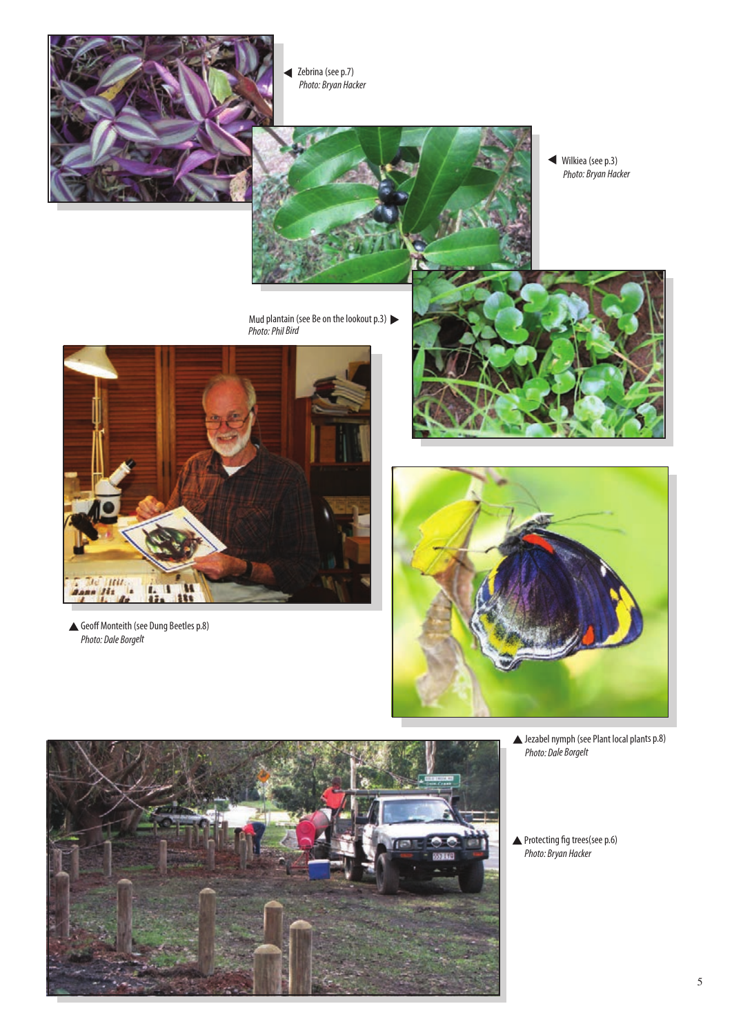◀ Zebrina (see p.7)
*Photo: Bryan Hacker*

◀ Wilkiea (see p.3)
*Photo: Bryan Hacker*

Mud plantain (see Be on the lookout p.3) ▶
*Photo: Phil Bird*

▲ Geoff Monteith (see Dung Beetles p.8)
*Photo: Dale Borgelt*

▲ Jezabel nymph (see Plant local plants p.8)
*Photo: Dale Borgelt*

▲ Protecting fig trees(see p.6)
*Photo: Bryan Hacker*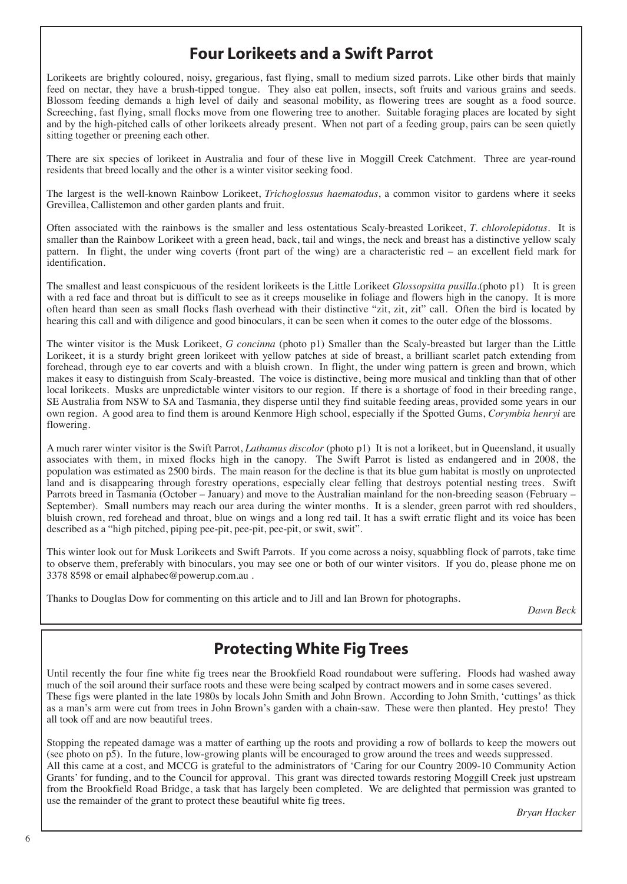## Four Lorikeets and a Swift Parrot

Lorikeets are brightly coloured, noisy, gregarious, fast flying, small to medium sized parrots. Like other birds that mainly feed on nectar, they have a brush-tipped tongue. They also eat pollen, insects, soft fruits and various grains and seeds. Blossom feeding demands a high level of daily and seasonal mobility, as flowering trees are sought as a food source. Screeching, fast flying, small flocks move from one flowering tree to another. Suitable foraging places are located by sight and by the high-pitched calls of other lorikeets already present. When not part of a feeding group, pairs can be seen quietly sitting together or preening each other.

There are six species of lorikeet in Australia and four of these live in Moggill Creek Catchment. Three are year-round residents that breed locally and the other is a winter visitor seeking food.

The largest is the well-known Rainbow Lorikeet, *Trichoglossus haematodus*, a common visitor to gardens where it seeks Grevillea, Callistemon and other garden plants and fruit.

Often associated with the rainbows is the smaller and less ostentatious Scaly-breasted Lorikeet, *T. chlorolepidotus*. It is smaller than the Rainbow Lorikeet with a green head, back, tail and wings, the neck and breast has a distinctive yellow scaly pattern. In flight, the under wing coverts (front part of the wing) are a characteristic red – an excellent field mark for identification.

The smallest and least conspicuous of the resident lorikeets is the Little Lorikeet *Glossopsitta pusilla*.(photo p1) It is green with a red face and throat but is difficult to see as it creeps mouselike in foliage and flowers high in the canopy. It is more often heard than seen as small flocks flash overhead with their distinctive "zit, zit, zit" call. Often the bird is located by hearing this call and with diligence and good binoculars, it can be seen when it comes to the outer edge of the blossoms.

The winter visitor is the Musk Lorikeet, *G concinna* (photo p1) Smaller than the Scaly-breasted but larger than the Little Lorikeet, it is a sturdy bright green lorikeet with yellow patches at side of breast, a brilliant scarlet patch extending from forehead, through eye to ear coverts and with a bluish crown. In flight, the under wing pattern is green and brown, which makes it easy to distinguish from Scaly-breasted. The voice is distinctive, being more musical and tinkling than that of other local lorikeets. Musks are unpredictable winter visitors to our region. If there is a shortage of food in their breeding range, SE Australia from NSW to SA and Tasmania, they disperse until they find suitable feeding areas, provided some years in our own region. A good area to find them is around Kenmore High school, especially if the Spotted Gums, *Corymbia henryi* are flowering.

A much rarer winter visitor is the Swift Parrot, *Lathamus discolor* (photo p1) It is not a lorikeet, but in Queensland, it usually associates with them, in mixed flocks high in the canopy. The Swift Parrot is listed as endangered and in 2008, the population was estimated as 2500 birds. The main reason for the decline is that its blue gum habitat is mostly on unprotected land and is disappearing through forestry operations, especially clear felling that destroys potential nesting trees. Swift Parrots breed in Tasmania (October – January) and move to the Australian mainland for the non-breeding season (February – September). Small numbers may reach our area during the winter months. It is a slender, green parrot with red shoulders, bluish crown, red forehead and throat, blue on wings and a long red tail. It has a swift erratic flight and its voice has been described as a "high pitched, piping pee-pit, pee-pit, pee-pit, or swit, swit".

This winter look out for Musk Lorikeets and Swift Parrots. If you come across a noisy, squabbling flock of parrots, take time to observe them, preferably with binoculars, you may see one or both of our winter visitors. If you do, please phone me on 3378 8598 or email alphabec@powerup.com.au .

Thanks to Douglas Dow for commenting on this article and to Jill and Ian Brown for photographs.

*Dawn Beck*

## Protecting White Fig Trees

Until recently the four fine white fig trees near the Brookfield Road roundabout were suffering. Floods had washed away much of the soil around their surface roots and these were being scalped by contract mowers and in some cases severed. These figs were planted in the late 1980s by locals John Smith and John Brown. According to John Smith, 'cuttings' as thick as a man's arm were cut from trees in John Brown's garden with a chain-saw. These were then planted. Hey presto! They all took off and are now beautiful trees.

Stopping the repeated damage was a matter of earthing up the roots and providing a row of bollards to keep the mowers out (see photo on p5). In the future, low-growing plants will be encouraged to grow around the trees and weeds suppressed. All this came at a cost, and MCCG is grateful to the administrators of 'Caring for our Country 2009-10 Community Action Grants' for funding, and to the Council for approval. This grant was directed towards restoring Moggill Creek just upstream from the Brookfield Road Bridge, a task that has largely been completed. We are delighted that permission was granted to use the remainder of the grant to protect these beautiful white fig trees.

*Bryan Hacker*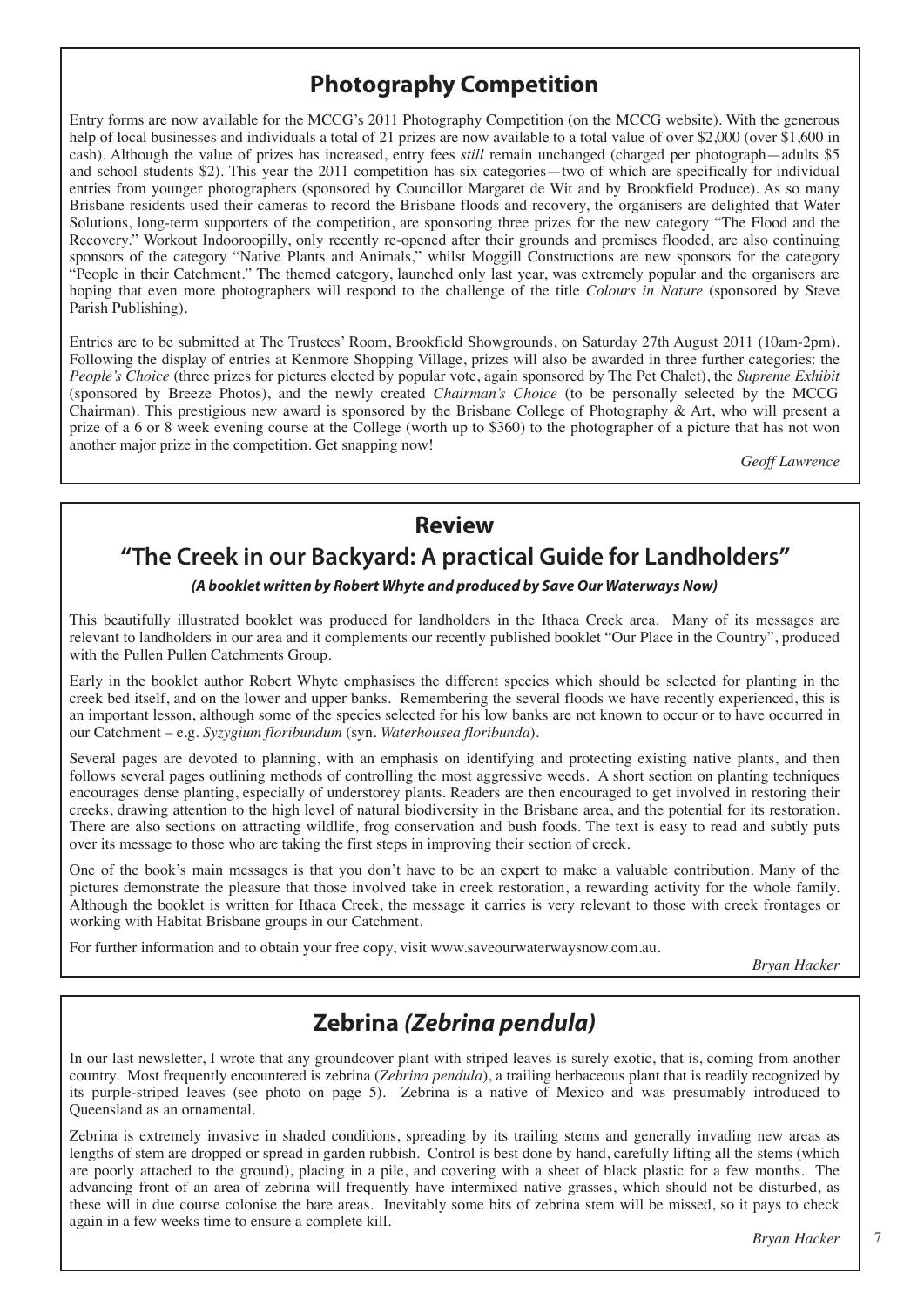## Photography Competition

Entry forms are now available for the MCCG's 2011 Photography Competition (on the MCCG website). With the generous help of local businesses and individuals a total of 21 prizes are now available to a total value of over $2,000 (over $1,600 in cash). Although the value of prizes has increased, entry fees *still* remain unchanged (charged per photograph—adults $5 and school students $2). This year the 2011 competition has six categories—two of which are specifically for individual entries from younger photographers (sponsored by Councillor Margaret de Wit and by Brookfield Produce). As so many Brisbane residents used their cameras to record the Brisbane floods and recovery, the organisers are delighted that Water Solutions, long-term supporters of the competition, are sponsoring three prizes for the new category "The Flood and the Recovery." Workout Indooroopilly, only recently re-opened after their grounds and premises flooded, are also continuing sponsors of the category "Native Plants and Animals," whilst Moggill Constructions are new sponsors for the category "People in their Catchment." The themed category, launched only last year, was extremely popular and the organisers are hoping that even more photographers will respond to the challenge of the title *Colours in Nature* (sponsored by Steve Parish Publishing).

Entries are to be submitted at The Trustees' Room, Brookfield Showgrounds, on Saturday 27th August 2011 (10am-2pm). Following the display of entries at Kenmore Shopping Village, prizes will also be awarded in three further categories: the *People's Choice* (three prizes for pictures elected by popular vote, again sponsored by The Pet Chalet), the *Supreme Exhibit* (sponsored by Breeze Photos), and the newly created *Chairman's Choice* (to be personally selected by the MCCG Chairman). This prestigious new award is sponsored by the Brisbane College of Photography & Art, who will present a prize of a 6 or 8 week evening course at the College (worth up to $360) to the photographer of a picture that has not won another major prize in the competition. Get snapping now!

*Geoff Lawrence*

## Review

## "The Creek in our Backyard: A practical Guide for Landholders"

***(A booklet written by Robert Whyte and produced by Save Our Waterways Now)***

This beautifully illustrated booklet was produced for landholders in the Ithaca Creek area. Many of its messages are relevant to landholders in our area and it complements our recently published booklet "Our Place in the Country", produced with the Pullen Pullen Catchments Group.

Early in the booklet author Robert Whyte emphasises the different species which should be selected for planting in the creek bed itself, and on the lower and upper banks. Remembering the several floods we have recently experienced, this is an important lesson, although some of the species selected for his low banks are not known to occur or to have occurred in our Catchment – e.g. *Syzygium floribundum* (syn. *Waterhousea floribunda*).

Several pages are devoted to planning, with an emphasis on identifying and protecting existing native plants, and then follows several pages outlining methods of controlling the most aggressive weeds. A short section on planting techniques encourages dense planting, especially of understorey plants. Readers are then encouraged to get involved in restoring their creeks, drawing attention to the high level of natural biodiversity in the Brisbane area, and the potential for its restoration. There are also sections on attracting wildlife, frog conservation and bush foods. The text is easy to read and subtly puts over its message to those who are taking the first steps in improving their section of creek.

One of the book's main messages is that you don't have to be an expert to make a valuable contribution. Many of the pictures demonstrate the pleasure that those involved take in creek restoration, a rewarding activity for the whole family. Although the booklet is written for Ithaca Creek, the message it carries is very relevant to those with creek frontages or working with Habitat Brisbane groups in our Catchment.

For further information and to obtain your free copy, visit www.saveourwaterwaysnow.com.au.

*Bryan Hacker*

## Zebrina *(Zebrina pendula)*

In our last newsletter, I wrote that any groundcover plant with striped leaves is surely exotic, that is, coming from another country. Most frequently encountered is zebrina (*Zebrina pendula*), a trailing herbaceous plant that is readily recognized by its purple-striped leaves (see photo on page 5). Zebrina is a native of Mexico and was presumably introduced to Queensland as an ornamental.

Zebrina is extremely invasive in shaded conditions, spreading by its trailing stems and generally invading new areas as lengths of stem are dropped or spread in garden rubbish. Control is best done by hand, carefully lifting all the stems (which are poorly attached to the ground), placing in a pile, and covering with a sheet of black plastic for a few months. The advancing front of an area of zebrina will frequently have intermixed native grasses, which should not be disturbed, as these will in due course colonise the bare areas. Inevitably some bits of zebrina stem will be missed, so it pays to check again in a few weeks time to ensure a complete kill.

*Bryan Hacker*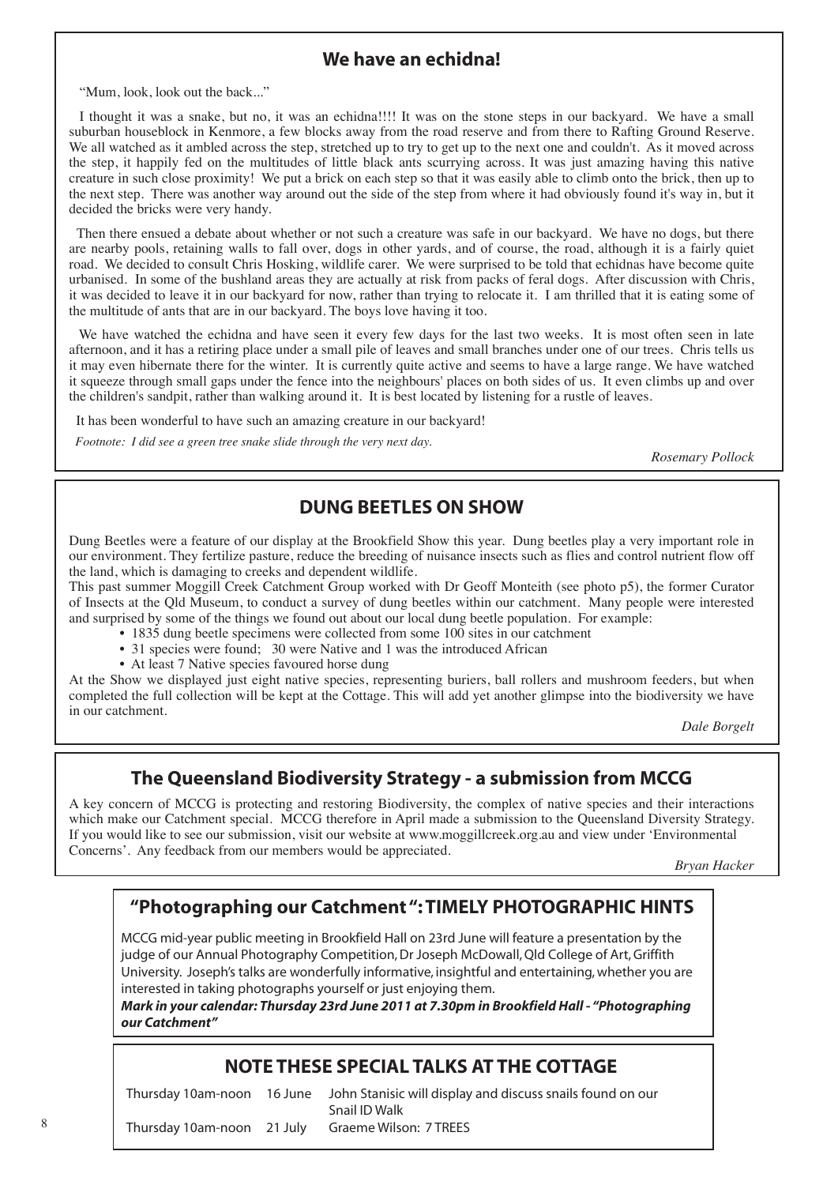## We have an echidna!

"Mum, look, look out the back..."

I thought it was a snake, but no, it was an echidna!!!! It was on the stone steps in our backyard. We have a small suburban houseblock in Kenmore, a few blocks away from the road reserve and from there to Rafting Ground Reserve. We all watched as it ambled across the step, stretched up to try to get up to the next one and couldn't. As it moved across the step, it happily fed on the multitudes of little black ants scurrying across. It was just amazing having this native creature in such close proximity! We put a brick on each step so that it was easily able to climb onto the brick, then up to the next step. There was another way around out the side of the step from where it had obviously found it's way in, but it decided the bricks were very handy.

Then there ensued a debate about whether or not such a creature was safe in our backyard. We have no dogs, but there are nearby pools, retaining walls to fall over, dogs in other yards, and of course, the road, although it is a fairly quiet road. We decided to consult Chris Hosking, wildlife carer. We were surprised to be told that echidnas have become quite urbanised. In some of the bushland areas they are actually at risk from packs of feral dogs. After discussion with Chris, it was decided to leave it in our backyard for now, rather than trying to relocate it. I am thrilled that it is eating some of the multitude of ants that are in our backyard. The boys love having it too.

We have watched the echidna and have seen it every few days for the last two weeks. It is most often seen in late afternoon, and it has a retiring place under a small pile of leaves and small branches under one of our trees. Chris tells us it may even hibernate there for the winter. It is currently quite active and seems to have a large range. We have watched it squeeze through small gaps under the fence into the neighbours' places on both sides of us. It even climbs up and over the children's sandpit, rather than walking around it. It is best located by listening for a rustle of leaves.

It has been wonderful to have such an amazing creature in our backyard!

*Footnote: I did see a green tree snake slide through the very next day.*

*Rosemary Pollock*

## DUNG BEETLES ON SHOW

Dung Beetles were a feature of our display at the Brookfield Show this year. Dung beetles play a very important role in our environment. They fertilize pasture, reduce the breeding of nuisance insects such as flies and control nutrient flow off the land, which is damaging to creeks and dependent wildlife.

This past summer Moggill Creek Catchment Group worked with Dr Geoff Monteith (see photo p5), the former Curator of Insects at the Qld Museum, to conduct a survey of dung beetles within our catchment. Many people were interested and surprised by some of the things we found out about our local dung beetle population. For example:

- 1835 dung beetle specimens were collected from some 100 sites in our catchment
- 31 species were found; 30 were Native and 1 was the introduced African
- At least 7 Native species favoured horse dung

At the Show we displayed just eight native species, representing buriers, ball rollers and mushroom feeders, but when completed the full collection will be kept at the Cottage. This will add yet another glimpse into the biodiversity we have in our catchment.

*Dale Borgelt*

## The Queensland Biodiversity Strategy - a submission from MCCG

A key concern of MCCG is protecting and restoring Biodiversity, the complex of native species and their interactions which make our Catchment special. MCCG therefore in April made a submission to the Queensland Diversity Strategy. If you would like to see our submission, visit our website at www.moggillcreek.org.au and view under 'Environmental Concerns'. Any feedback from our members would be appreciated.

*Bryan Hacker*

## "Photographing our Catchment": TIMELY PHOTOGRAPHIC HINTS

MCCG mid-year public meeting in Brookfield Hall on 23rd June will feature a presentation by the judge of our Annual Photography Competition, Dr Joseph McDowall, Qld College of Art, Griffith University. Joseph's talks are wonderfully informative, insightful and entertaining, whether you are interested in taking photographs yourself or just enjoying them.

***Mark in your calendar: Thursday 23rd June 2011 at 7.30pm in Brookfield Hall - "Photographing our Catchment"***

## NOTE THESE SPECIAL TALKS AT THE COTTAGE

| | | |
|---|---|---|
| Thursday 10am-noon | 16 June | John Stanisic will display and discuss snails found on our Snail ID Walk |
| Thursday 10am-noon | 21 July | Graeme Wilson: 7 TREES |